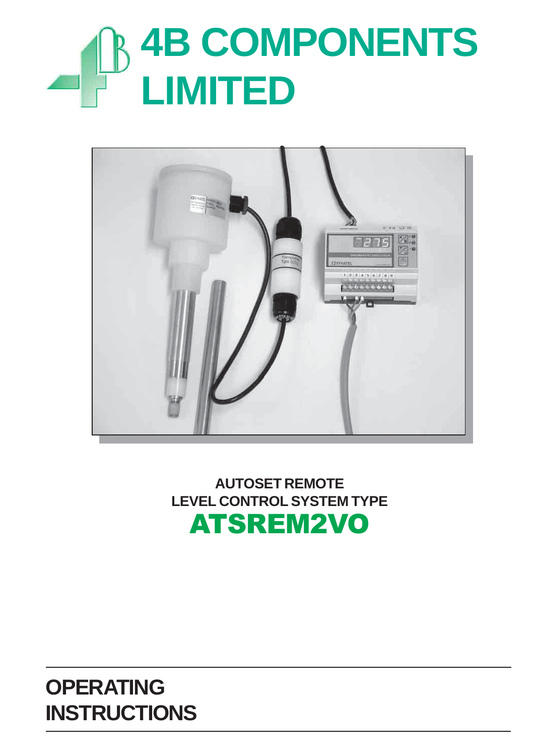# 4B COMPONENTS LIMITED

**AUTOSET REMOTE**
**LEVEL CONTROL SYSTEM TYPE**

# ATSREM2VO

## OPERATING INSTRUCTIONS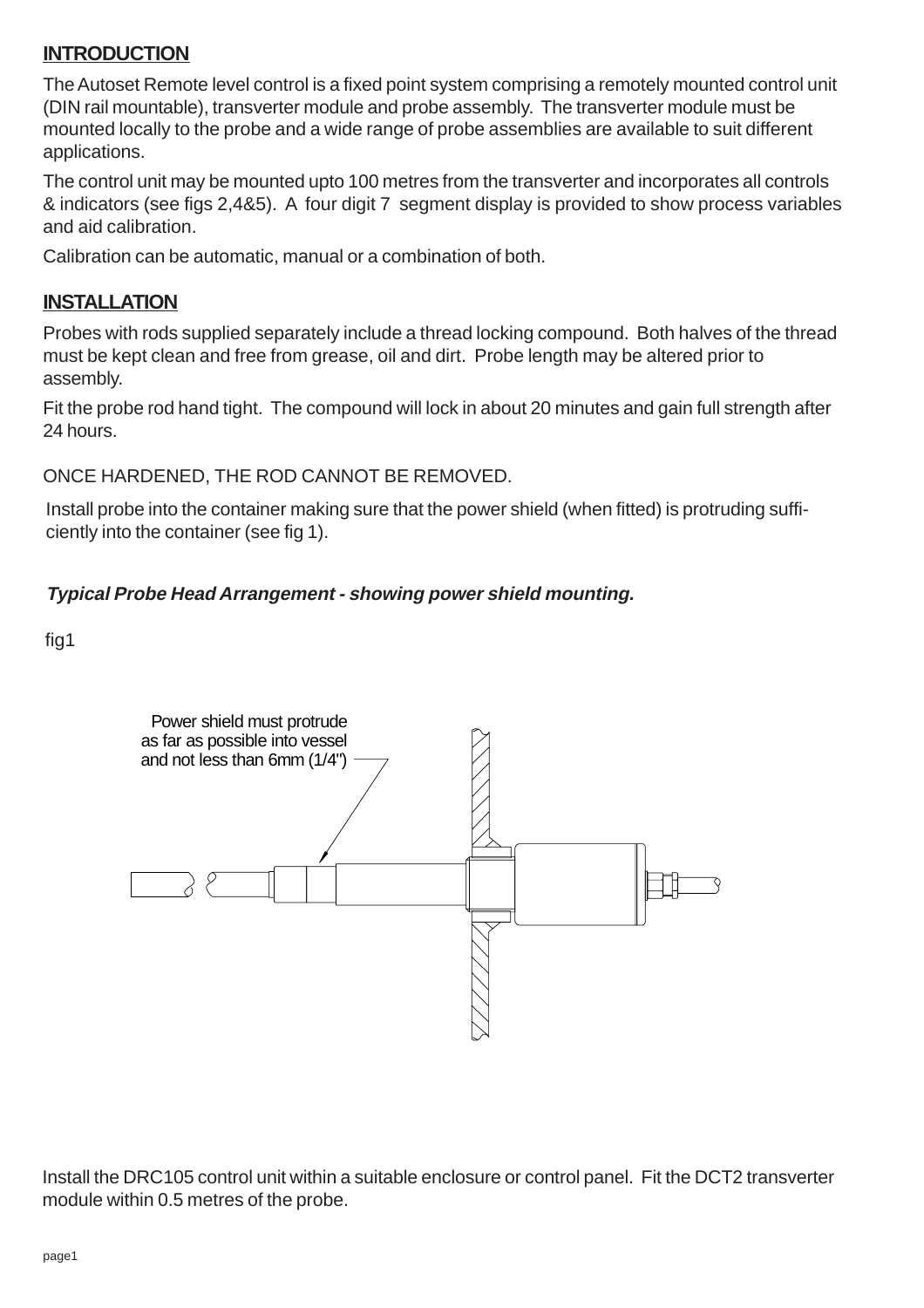## INTRODUCTION

The Autoset Remote level control is a fixed point system comprising a remotely mounted control unit (DIN rail mountable), transverter module and probe assembly. The transverter module must be mounted locally to the probe and a wide range of probe assemblies are available to suit different applications.

The control unit may be mounted upto 100 metres from the transverter and incorporates all controls & indicators (see figs 2,4&5). A four digit 7 segment display is provided to show process variables and aid calibration.

Calibration can be automatic, manual or a combination of both.

## INSTALLATION

Probes with rods supplied separately include a thread locking compound. Both halves of the thread must be kept clean and free from grease, oil and dirt. Probe length may be altered prior to assembly.

Fit the probe rod hand tight. The compound will lock in about 20 minutes and gain full strength after 24 hours.

ONCE HARDENED, THE ROD CANNOT BE REMOVED.

Install probe into the container making sure that the power shield (when fitted) is protruding sufficiently into the container (see fig 1).

***Typical Probe Head Arrangement - showing power shield mounting.***

fig1

Power shield must protrude as far as possible into vessel and not less than 6mm (1/4")

Install the DRC105 control unit within a suitable enclosure or control panel. Fit the DCT2 transverter module within 0.5 metres of the probe.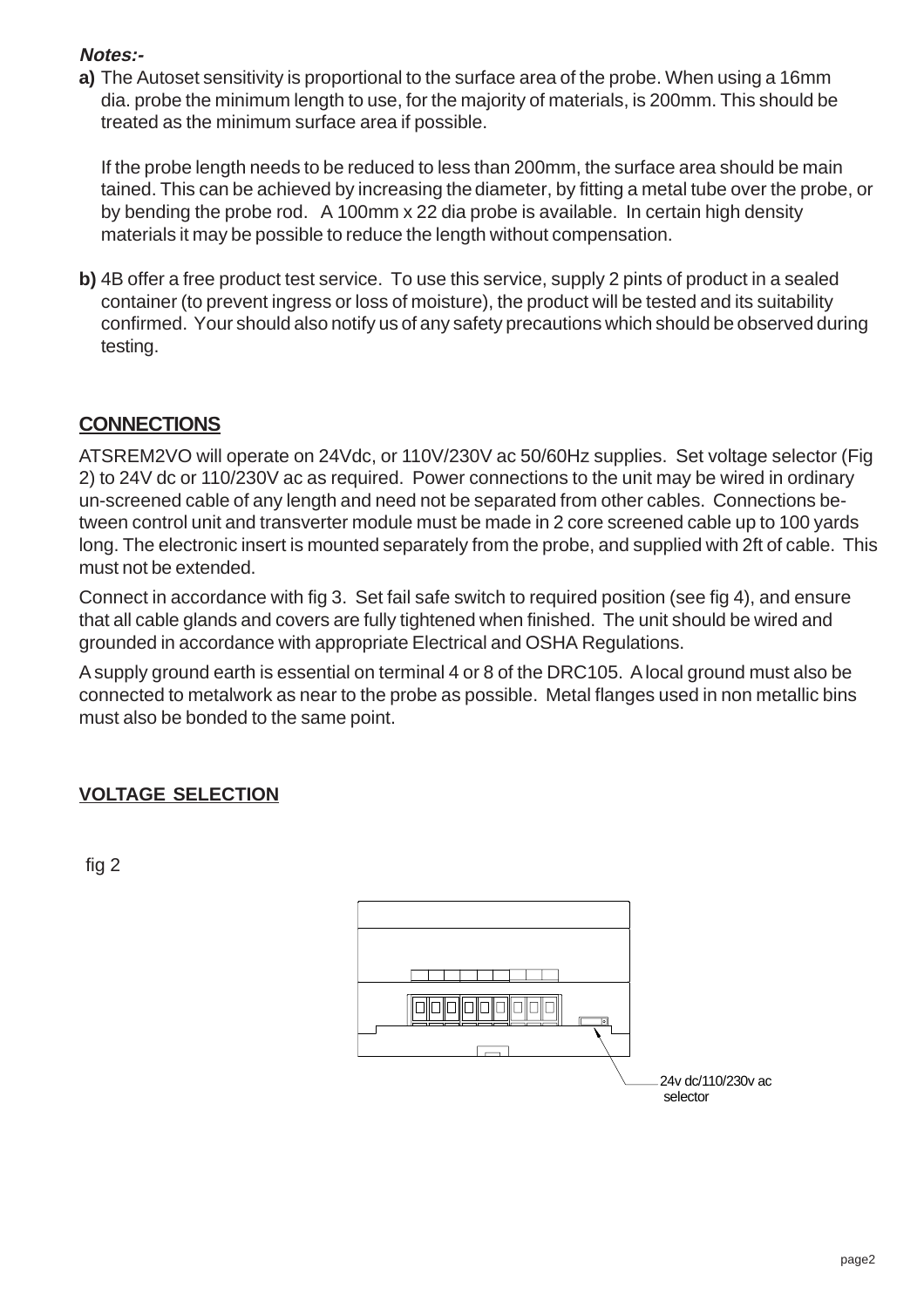***Notes:-***

**a)** The Autoset sensitivity is proportional to the surface area of the probe. When using a 16mm dia. probe the minimum length to use, for the majority of materials, is 200mm. This should be treated as the minimum surface area if possible.

If the probe length needs to be reduced to less than 200mm, the surface area should be main tained. This can be achieved by increasing the diameter, by fitting a metal tube over the probe, or by bending the probe rod. A 100mm x 22 dia probe is available. In certain high density materials it may be possible to reduce the length without compensation.

**b)** 4B offer a free product test service. To use this service, supply 2 pints of product in a sealed container (to prevent ingress or loss of moisture), the product will be tested and its suitability confirmed. Your should also notify us of any safety precautions which should be observed during testing.

## CONNECTIONS

ATSREM2VO will operate on 24Vdc, or 110V/230V ac 50/60Hz supplies. Set voltage selector (Fig 2) to 24V dc or 110/230V ac as required. Power connections to the unit may be wired in ordinary un-screened cable of any length and need not be separated from other cables. Connections between control unit and transverter module must be made in 2 core screened cable up to 100 yards long. The electronic insert is mounted separately from the probe, and supplied with 2ft of cable. This must not be extended.

Connect in accordance with fig 3. Set fail safe switch to required position (see fig 4), and ensure that all cable glands and covers are fully tightened when finished. The unit should be wired and grounded in accordance with appropriate Electrical and OSHA Regulations.

A supply ground earth is essential on terminal 4 or 8 of the DRC105. A local ground must also be connected to metalwork as near to the probe as possible. Metal flanges used in non metallic bins must also be bonded to the same point.

## VOLTAGE SELECTION

fig 2

24v dc/110/230v ac selector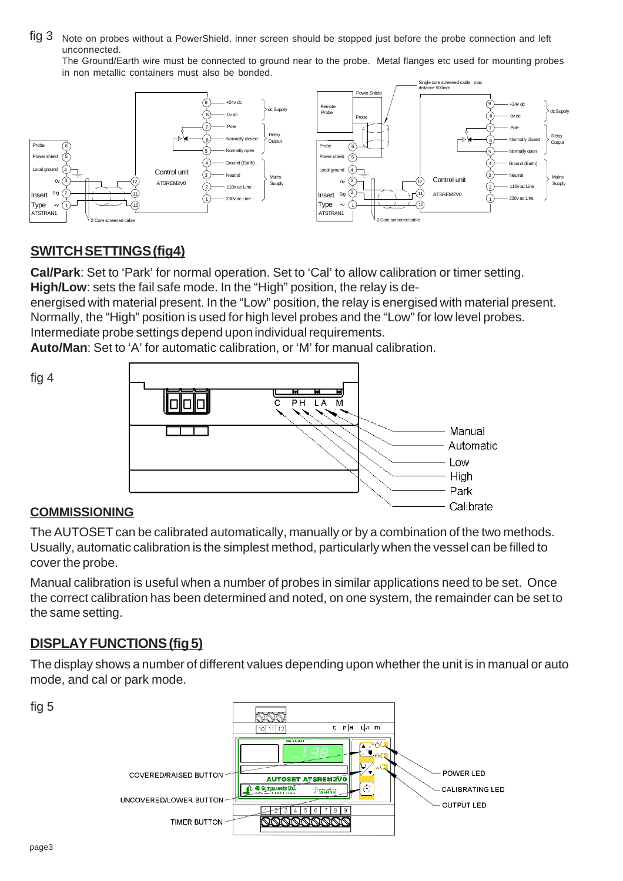fig 3 Note on probes without a PowerShield, inner screen should be stopped just before the probe connection and left unconnected.

The Ground/Earth wire must be connected to ground near to the probe. Metal flanges etc used for mounting probes in non metallic containers must also be bonded.

## SWITCH SETTINGS (fig4)

**Cal/Park**: Set to 'Park' for normal operation. Set to 'Cal' to allow calibration or timer setting.
**High/Low**: sets the fail safe mode. In the "High" position, the relay is de-energised with material present. In the "Low" position, the relay is energised with material present. Normally, the "High" position is used for high level probes and the "Low" for low level probes. Intermediate probe settings depend upon individual requirements.
**Auto/Man**: Set to 'A' for automatic calibration, or 'M' for manual calibration.

fig 4

## COMMISSIONING

The AUTOSET can be calibrated automatically, manually or by a combination of the two methods. Usually, automatic calibration is the simplest method, particularly when the vessel can be filled to cover the probe.

Manual calibration is useful when a number of probes in similar applications need to be set. Once the correct calibration has been determined and noted, on one system, the remainder can be set to the same setting.

## DISPLAY FUNCTIONS (fig 5)

The display shows a number of different values depending upon whether the unit is in manual or auto mode, and cal or park mode.

fig 5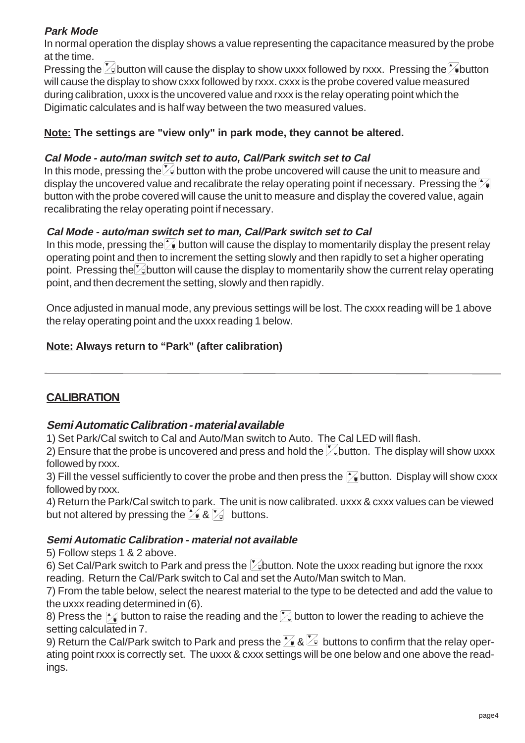***Park Mode***

In normal operation the display shows a value representing the capacitance measured by the probe at the time.

Pressing the button will cause the display to show uxxx followed by rxxx. Pressing the button will cause the display to show cxxx followed by rxxx. cxxx is the probe covered value measured during calibration, uxxx is the uncovered value and rxxx is the relay operating point which the Digimatic calculates and is half way between the two measured values.

**Note: The settings are "view only" in park mode, they cannot be altered.**

***Cal Mode - auto/man switch set to auto, Cal/Park switch set to Cal***

In this mode, pressing the button with the probe uncovered will cause the unit to measure and display the uncovered value and recalibrate the relay operating point if necessary. Pressing the button with the probe covered will cause the unit to measure and display the covered value, again recalibrating the relay operating point if necessary.

***Cal Mode - auto/man switch set to man, Cal/Park switch set to Cal***

In this mode, pressing the button will cause the display to momentarily display the present relay operating point and then to increment the setting slowly and then rapidly to set a higher operating point. Pressing the button will cause the display to momentarily show the current relay operating point, and then decrement the setting, slowly and then rapidly.

Once adjusted in manual mode, any previous settings will be lost. The cxxx reading will be 1 above the relay operating point and the uxxx reading 1 below.

**Note: Always return to "Park" (after calibration)**

---

## CALIBRATION

***Semi Automatic Calibration - material available***

1) Set Park/Cal switch to Cal and Auto/Man switch to Auto. The Cal LED will flash.
2) Ensure that the probe is uncovered and press and hold the button. The display will show uxxx followed by rxxx.
3) Fill the vessel sufficiently to cover the probe and then press the button. Display will show cxxx followed by rxxx.
4) Return the Park/Cal switch to park. The unit is now calibrated. uxxx & cxxx values can be viewed but not altered by pressing the & buttons.

***Semi Automatic Calibration - material not available***

5) Follow steps 1 & 2 above.
6) Set Cal/Park switch to Park and press the button. Note the uxxx reading but ignore the rxxx reading. Return the Cal/Park switch to Cal and set the Auto/Man switch to Man.
7) From the table below, select the nearest material to the type to be detected and add the value to the uxxx reading determined in (6).
8) Press the button to raise the reading and the button to lower the reading to achieve the setting calculated in 7.
9) Return the Cal/Park switch to Park and press the & buttons to confirm that the relay operating point rxxx is correctly set. The uxxx & cxxx settings will be one below and one above the readings.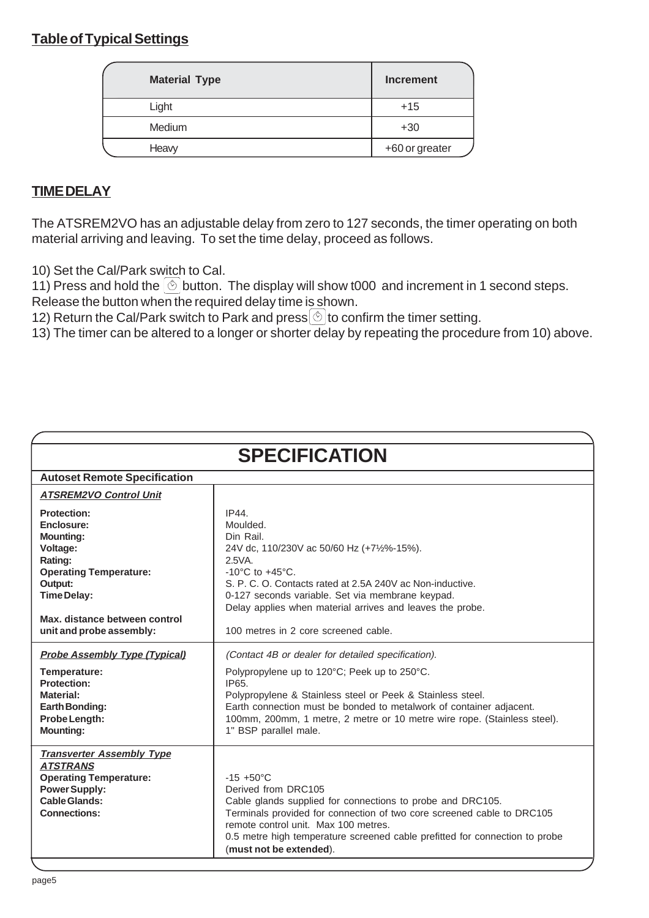## Table of Typical Settings

| Material Type | Increment |
|---|---|
| Light | +15 |
| Medium | +30 |
| Heavy | +60 or greater |

## TIME DELAY

The ATSREM2VO has an adjustable delay from zero to 127 seconds, the timer operating on both material arriving and leaving. To set the time delay, proceed as follows.

10) Set the Cal/Park switch to Cal.
11) Press and hold the ⏲ button. The display will show t000 and increment in 1 second steps. Release the button when the required delay time is shown.
12) Return the Cal/Park switch to Park and press ⏲ to confirm the timer setting.
13) The timer can be altered to a longer or shorter delay by repeating the procedure from 10) above.

# SPECIFICATION

| **Autoset Remote Specification** | |
|---|---|
| ***ATSREM2VO Control Unit*** | |
| **Protection:** | IP44. |
| **Enclosure:** | Moulded. |
| **Mounting:** | Din Rail. |
| **Voltage:** | 24V dc, 110/230V ac 50/60 Hz (+7½%-15%). |
| **Rating:** | 2.5VA. |
| **Operating Temperature:** | -10°C to +45°C. |
| **Output:** | S. P. C. O. Contacts rated at 2.5A 240V ac Non-inductive. |
| **Time Delay:** | 0-127 seconds variable. Set via membrane keypad. Delay applies when material arrives and leaves the probe. |
| **Max. distance between control unit and probe assembly:** | 100 metres in 2 core screened cable. |
| ***Probe Assembly Type (Typical)*** | *(Contact 4B or dealer for detailed specification).* |
| **Temperature:** | Polypropylene up to 120°C; Peek up to 250°C. |
| **Protection:** | IP65. |
| **Material:** | Polypropylene & Stainless steel or Peek & Stainless steel. |
| **Earth Bonding:** | Earth connection must be bonded to metalwork of container adjacent. |
| **Probe Length:** | 100mm, 200mm, 1 metre, 2 metre or 10 metre wire rope. (Stainless steel). |
| **Mounting:** | 1" BSP parallel male. |
| ***Transverter Assembly Type ATSTRANS*** | |
| **Operating Temperature:** | -15 +50°C |
| **Power Supply:** | Derived from DRC105 |
| **Cable Glands:** | Cable glands supplied for connections to probe and DRC105. |
| **Connections:** | Terminals provided for connection of two core screened cable to DRC105 remote control unit. Max 100 metres. 0.5 metre high temperature screened cable prefitted for connection to probe (**must not be extended**). |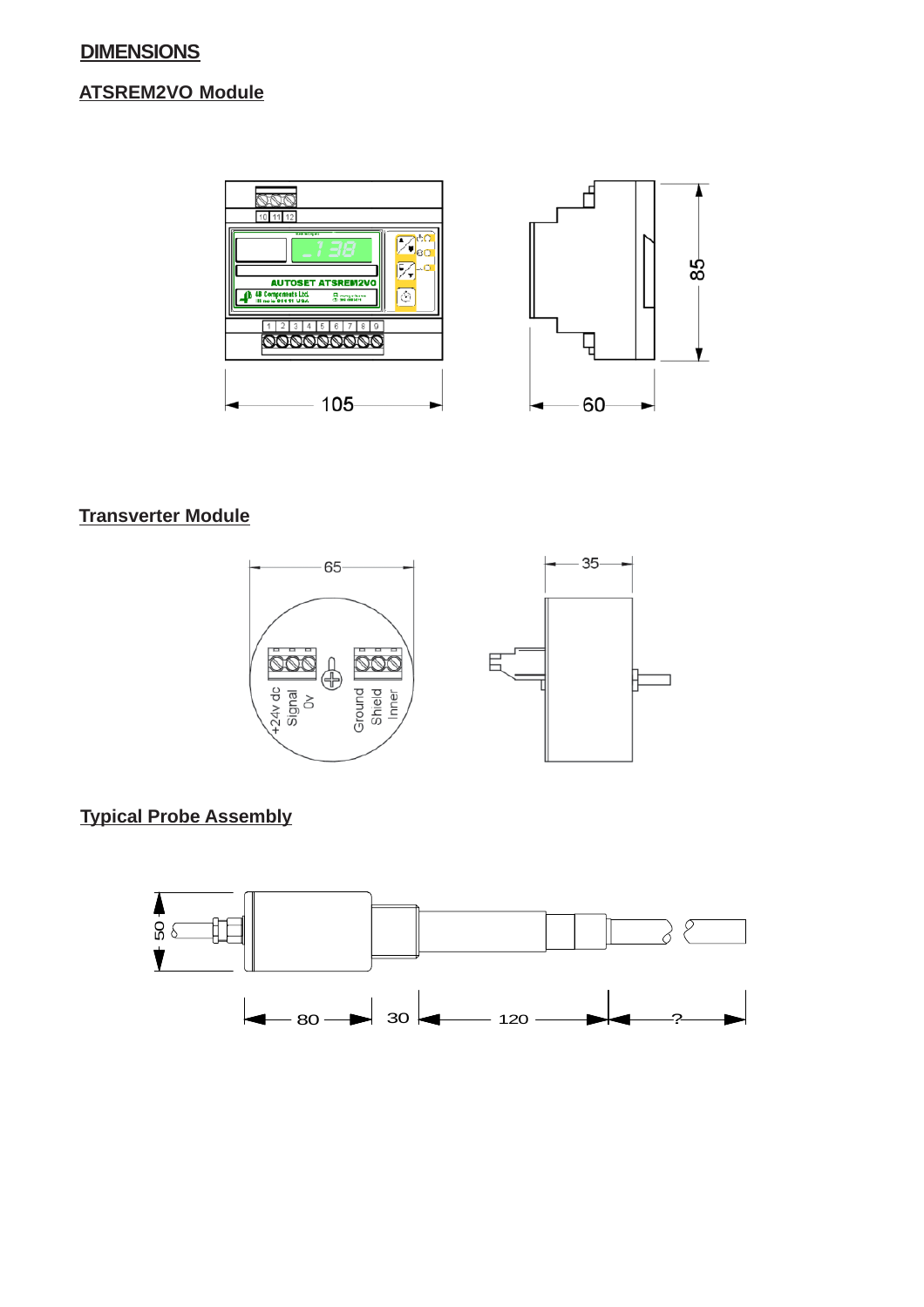# DIMENSIONS

## ATSREM2VO Module

10 11 12

AUTOSET ATSREM2VO

1 2 3 4 5 6 7 8 9

105

60

85

## Transverter Module

65

35

+24v dc
Signal
0v

Ground
Shield
Inner

## Typical Probe Assembly

50

80

30

120

?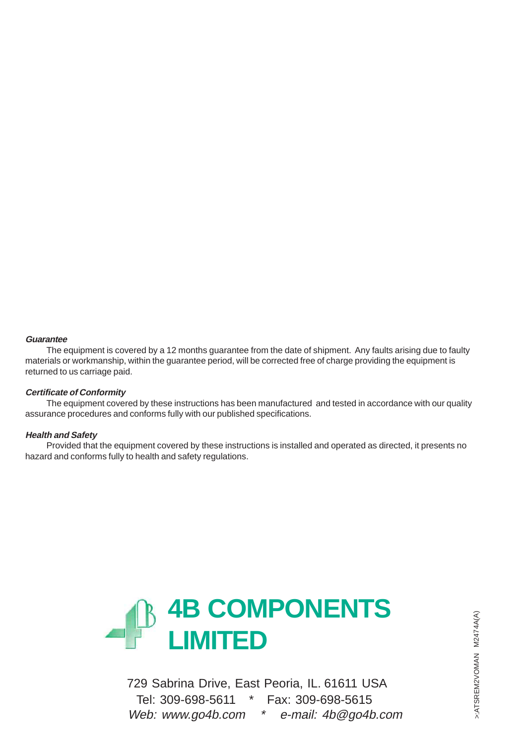***Guarantee***

The equipment is covered by a 12 months guarantee from the date of shipment. Any faults arising due to faulty materials or workmanship, within the guarantee period, will be corrected free of charge providing the equipment is returned to us carriage paid.

***Certificate of Conformity***

The equipment covered by these instructions has been manufactured and tested in accordance with our quality assurance procedures and conforms fully with our published specifications.

***Health and Safety***

Provided that the equipment covered by these instructions is installed and operated as directed, it presents no hazard and conforms fully to health and safety regulations.

**4B COMPONENTS LIMITED**

729 Sabrina Drive, East Peoria, IL. 61611 USA
Tel: 309-698-5611 * Fax: 309-698-5615
*Web: www.go4b.com * e-mail: 4b@go4b.com*

>:ATSREM2VOMAN M2474A(A)